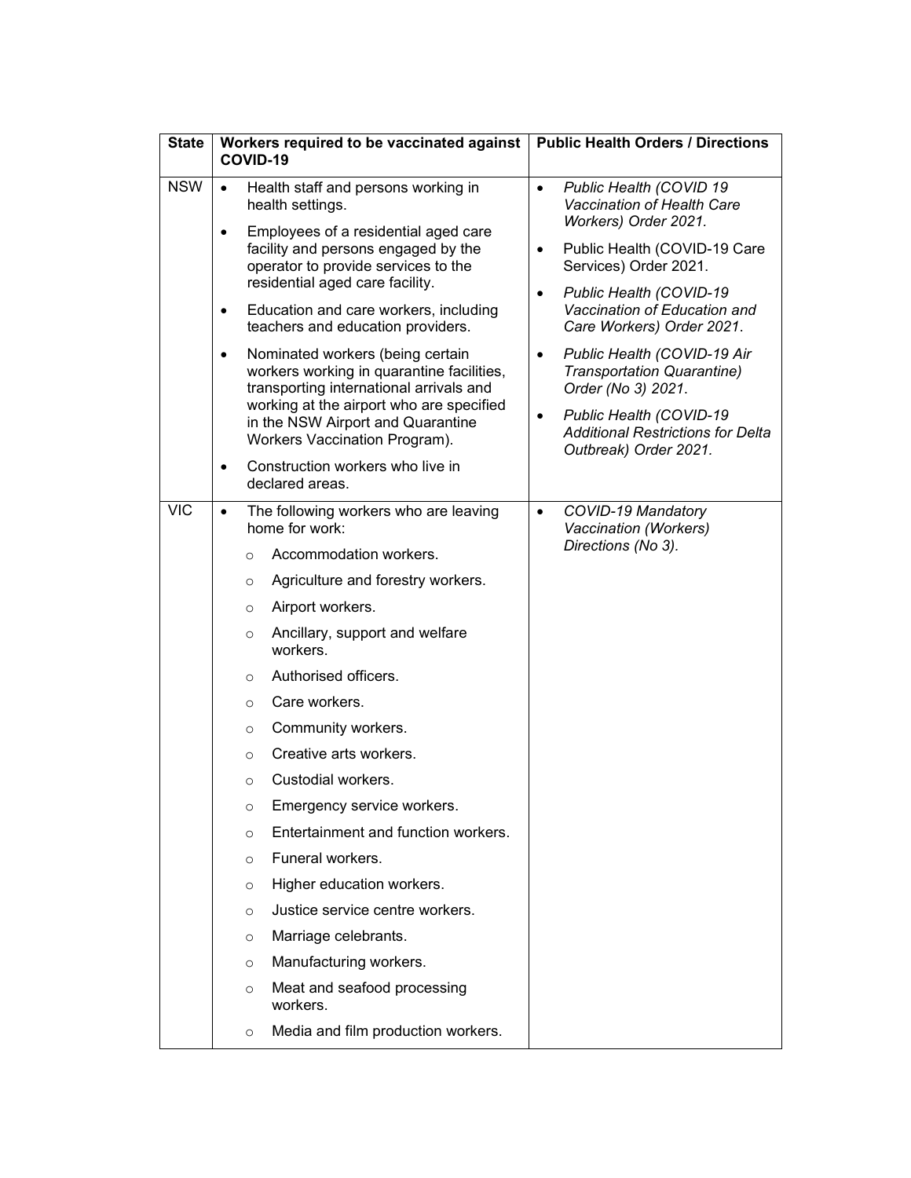| State | Workers required to be vaccinated against COVID-19 | Public Health Orders / Directions |
|---|---|---|
| NSW | • Health staff and persons working in health settings.<br>• Employees of a residential aged care facility and persons engaged by the operator to provide services to the residential aged care facility.<br>• Education and care workers, including teachers and education providers.<br>• Nominated workers (being certain workers working in quarantine facilities, transporting international arrivals and working at the airport who are specified in the NSW Airport and Quarantine Workers Vaccination Program).<br>• Construction workers who live in declared areas. | • *Public Health (COVID 19 Vaccination of Health Care Workers) Order 2021.*<br>• Public Health (COVID-19 Care Services) Order 2021.<br>• *Public Health (COVID-19 Vaccination of Education and Care Workers) Order 2021*.<br>• *Public Health (COVID-19 Air Transportation Quarantine) Order (No 3) 2021*.<br>• *Public Health (COVID-19 Additional Restrictions for Delta Outbreak) Order 2021.* |
| VIC | • The following workers who are leaving home for work:<br>  ○ Accommodation workers.<br>  ○ Agriculture and forestry workers.<br>  ○ Airport workers.<br>  ○ Ancillary, support and welfare workers.<br>  ○ Authorised officers.<br>  ○ Care workers.<br>  ○ Community workers.<br>  ○ Creative arts workers.<br>  ○ Custodial workers.<br>  ○ Emergency service workers.<br>  ○ Entertainment and function workers.<br>  ○ Funeral workers.<br>  ○ Higher education workers.<br>  ○ Justice service centre workers.<br>  ○ Marriage celebrants.<br>  ○ Manufacturing workers.<br>  ○ Meat and seafood processing workers.<br>  ○ Media and film production workers. | • *COVID-19 Mandatory Vaccination (Workers) Directions (No 3).* |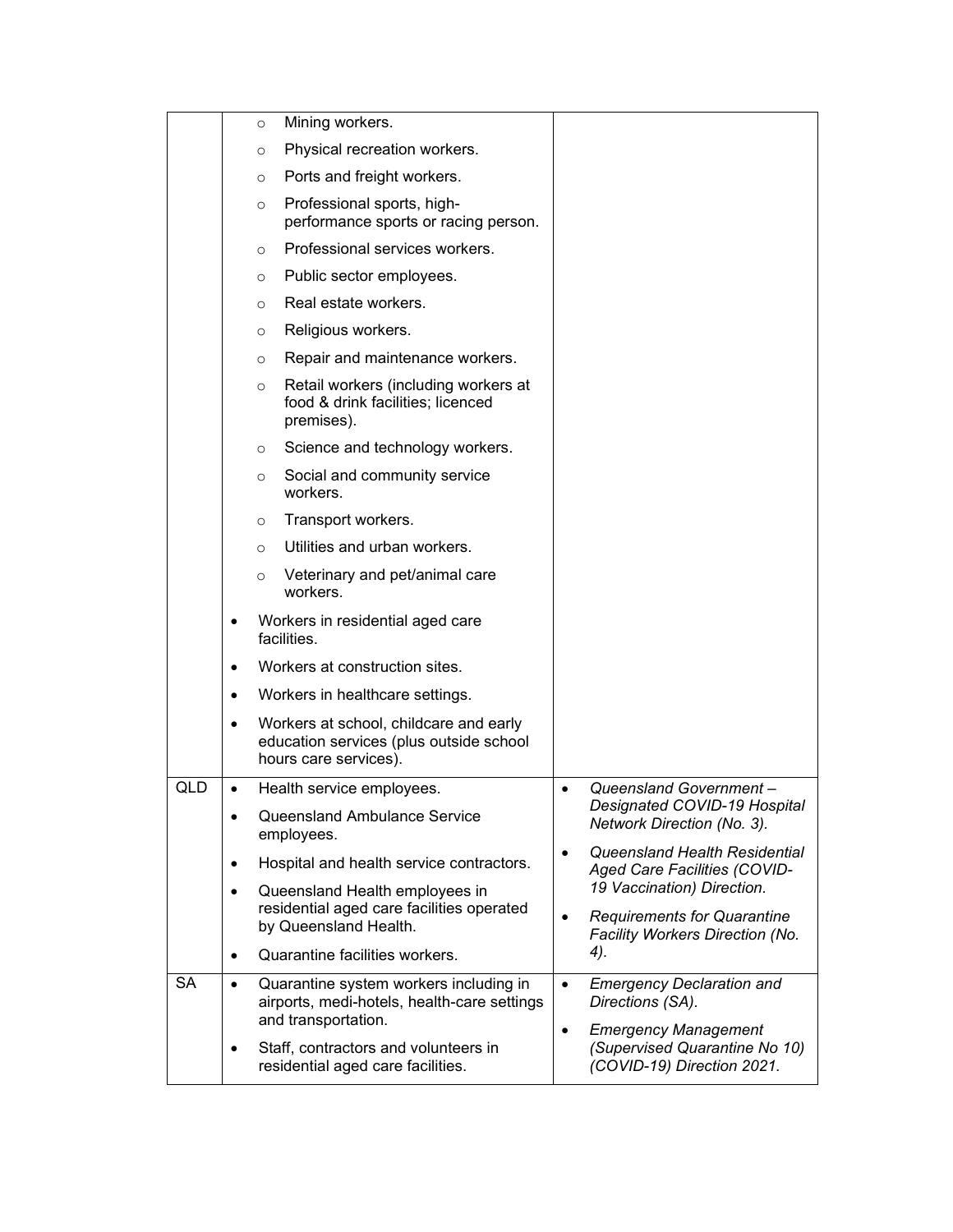| | | |
|---|---|---|
| | ◦ Mining workers.<br>◦ Physical recreation workers.<br>◦ Ports and freight workers.<br>◦ Professional sports, high-performance sports or racing person.<br>◦ Professional services workers.<br>◦ Public sector employees.<br>◦ Real estate workers.<br>◦ Religious workers.<br>◦ Repair and maintenance workers.<br>◦ Retail workers (including workers at food & drink facilities; licenced premises).<br>◦ Science and technology workers.<br>◦ Social and community service workers.<br>◦ Transport workers.<br>◦ Utilities and urban workers.<br>◦ Veterinary and pet/animal care workers.<br>• Workers in residential aged care facilities.<br>• Workers at construction sites.<br>• Workers in healthcare settings.<br>• Workers at school, childcare and early education services (plus outside school hours care services). | |
| QLD | • Health service employees.<br>• Queensland Ambulance Service employees.<br>• Hospital and health service contractors.<br>• Queensland Health employees in residential aged care facilities operated by Queensland Health.<br>• Quarantine facilities workers. | • *Queensland Government – Designated COVID-19 Hospital Network Direction (No. 3).*<br>• *Queensland Health Residential Aged Care Facilities (COVID-19 Vaccination) Direction.*<br>• *Requirements for Quarantine Facility Workers Direction (No. 4).* |
| SA | • Quarantine system workers including in airports, medi-hotels, health-care settings and transportation.<br>• Staff, contractors and volunteers in residential aged care facilities. | • *Emergency Declaration and Directions (SA).*<br>• *Emergency Management (Supervised Quarantine No 10) (COVID-19) Direction 2021.* |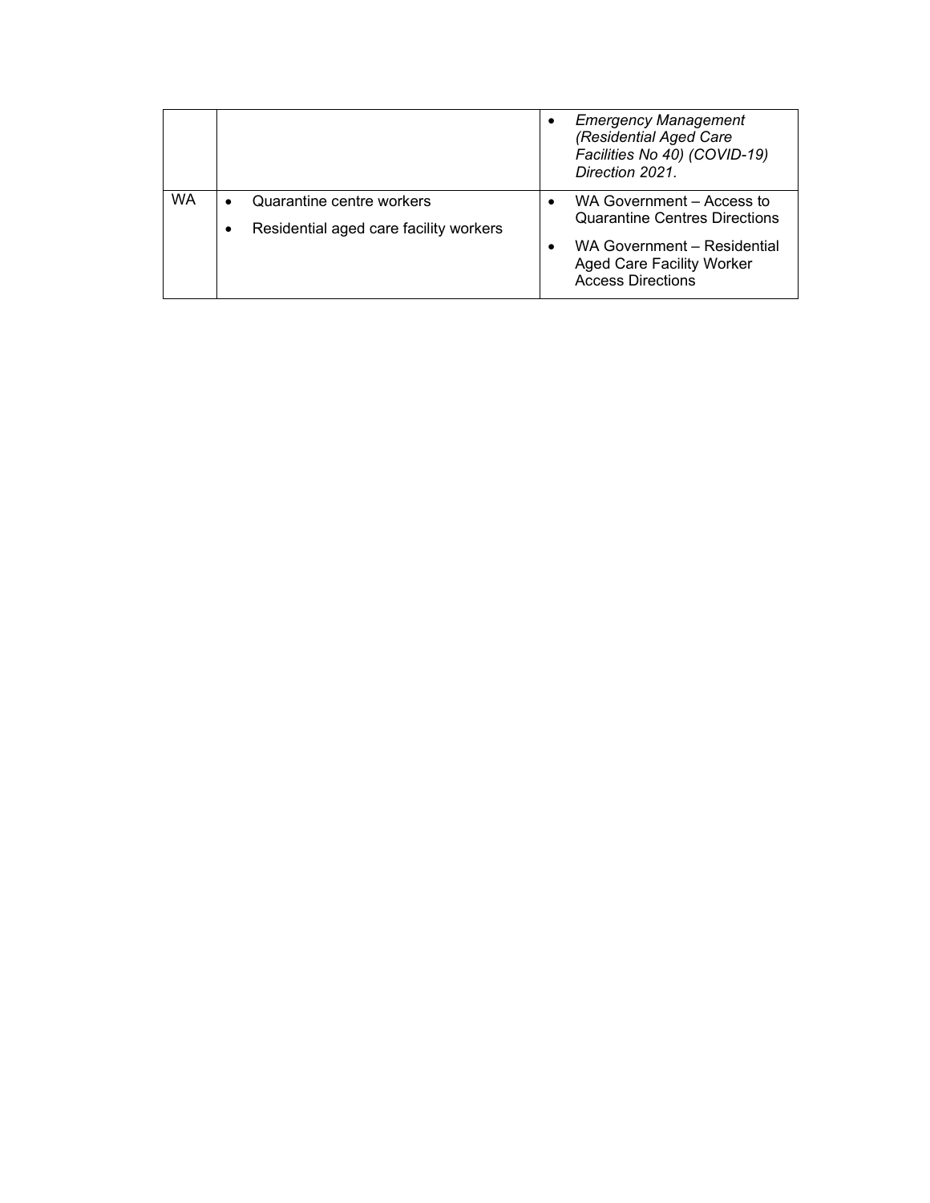| | | |
|---|---|---|
| | | • *Emergency Management (Residential Aged Care Facilities No 40) (COVID-19) Direction 2021.* |
| WA | • Quarantine centre workers<br>• Residential aged care facility workers | • WA Government – Access to Quarantine Centres Directions<br>• WA Government – Residential Aged Care Facility Worker Access Directions |